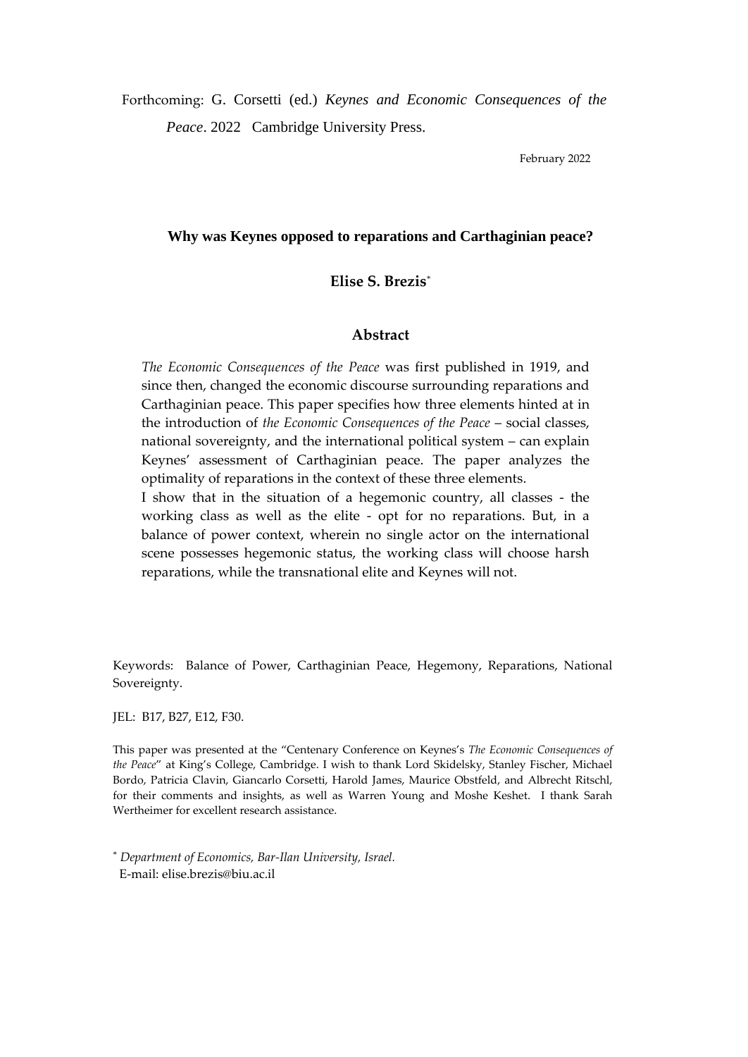Forthcoming: G. Corsetti (ed.) *Keynes and Economic Consequences of the Peace*. 2022 Cambridge University Press.

February 2022

# Why was Keynes opposed to reparations and Carthaginian peace?

**Elise S. Brezis***

## Abstract

*The Economic Consequences of the Peace* was first published in 1919, and since then, changed the economic discourse surrounding reparations and Carthaginian peace. This paper specifies how three elements hinted at in the introduction of *the Economic Consequences of the Peace* – social classes, national sovereignty, and the international political system – can explain Keynes' assessment of Carthaginian peace. The paper analyzes the optimality of reparations in the context of these three elements.

I show that in the situation of a hegemonic country, all classes - the working class as well as the elite - opt for no reparations. But, in a balance of power context, wherein no single actor on the international scene possesses hegemonic status, the working class will choose harsh reparations, while the transnational elite and Keynes will not.

Keywords: Balance of Power, Carthaginian Peace, Hegemony, Reparations, National Sovereignty.

JEL: B17, B27, E12, F30.

This paper was presented at the "Centenary Conference on Keynes's *The Economic Consequences of the Peace*" at King's College, Cambridge. I wish to thank Lord Skidelsky, Stanley Fischer, Michael Bordo, Patricia Clavin, Giancarlo Corsetti, Harold James, Maurice Obstfeld, and Albrecht Ritschl, for their comments and insights, as well as Warren Young and Moshe Keshet. I thank Sarah Wertheimer for excellent research assistance.

\* *Department of Economics, Bar-Ilan University, Israel.*
E-mail: elise.brezis@biu.ac.il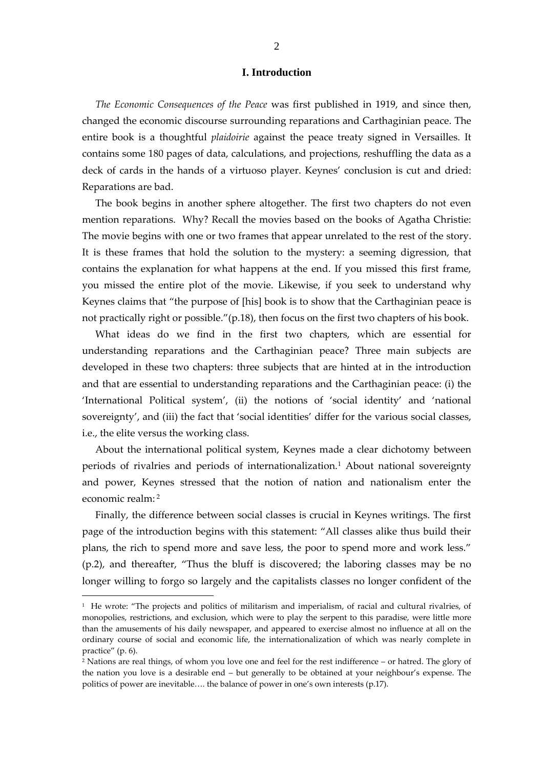## I. Introduction

*The Economic Consequences of the Peace* was first published in 1919, and since then, changed the economic discourse surrounding reparations and Carthaginian peace. The entire book is a thoughtful *plaidoirie* against the peace treaty signed in Versailles. It contains some 180 pages of data, calculations, and projections, reshuffling the data as a deck of cards in the hands of a virtuoso player. Keynes' conclusion is cut and dried: Reparations are bad.

The book begins in another sphere altogether. The first two chapters do not even mention reparations. Why? Recall the movies based on the books of Agatha Christie: The movie begins with one or two frames that appear unrelated to the rest of the story. It is these frames that hold the solution to the mystery: a seeming digression, that contains the explanation for what happens at the end. If you missed this first frame, you missed the entire plot of the movie. Likewise, if you seek to understand why Keynes claims that "the purpose of [his] book is to show that the Carthaginian peace is not practically right or possible."(p.18), then focus on the first two chapters of his book.

What ideas do we find in the first two chapters, which are essential for understanding reparations and the Carthaginian peace? Three main subjects are developed in these two chapters: three subjects that are hinted at in the introduction and that are essential to understanding reparations and the Carthaginian peace: (i) the 'International Political system', (ii) the notions of 'social identity' and 'national sovereignty', and (iii) the fact that 'social identities' differ for the various social classes, i.e., the elite versus the working class.

About the international political system, Keynes made a clear dichotomy between periods of rivalries and periods of internationalization.[1] About national sovereignty and power, Keynes stressed that the notion of nation and nationalism enter the economic realm: [2]

Finally, the difference between social classes is crucial in Keynes writings. The first page of the introduction begins with this statement: "All classes alike thus build their plans, the rich to spend more and save less, the poor to spend more and work less." (p.2), and thereafter, "Thus the bluff is discovered; the laboring classes may be no longer willing to forgo so largely and the capitalists classes no longer confident of the

---

[1] He wrote: "The projects and politics of militarism and imperialism, of racial and cultural rivalries, of monopolies, restrictions, and exclusion, which were to play the serpent to this paradise, were little more than the amusements of his daily newspaper, and appeared to exercise almost no influence at all on the ordinary course of social and economic life, the internationalization of which was nearly complete in practice" (p. 6).

[2] Nations are real things, of whom you love one and feel for the rest indifference – or hatred. The glory of the nation you love is a desirable end – but generally to be obtained at your neighbour's expense. The politics of power are inevitable…. the balance of power in one's own interests (p.17).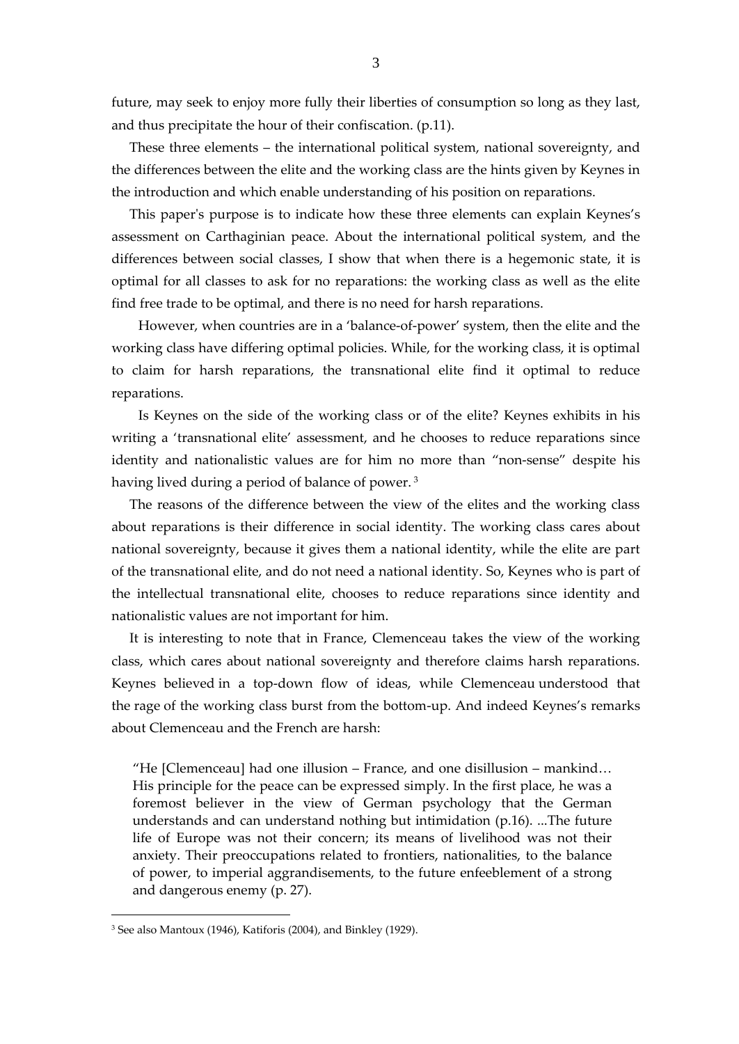future, may seek to enjoy more fully their liberties of consumption so long as they last, and thus precipitate the hour of their confiscation. (p.11).

These three elements – the international political system, national sovereignty, and the differences between the elite and the working class are the hints given by Keynes in the introduction and which enable understanding of his position on reparations.

This paper's purpose is to indicate how these three elements can explain Keynes's assessment on Carthaginian peace. About the international political system, and the differences between social classes, I show that when there is a hegemonic state, it is optimal for all classes to ask for no reparations: the working class as well as the elite find free trade to be optimal, and there is no need for harsh reparations.

However, when countries are in a 'balance-of-power' system, then the elite and the working class have differing optimal policies. While, for the working class, it is optimal to claim for harsh reparations, the transnational elite find it optimal to reduce reparations.

Is Keynes on the side of the working class or of the elite? Keynes exhibits in his writing a 'transnational elite' assessment, and he chooses to reduce reparations since identity and nationalistic values are for him no more than "non-sense" despite his having lived during a period of balance of power. [3]

The reasons of the difference between the view of the elites and the working class about reparations is their difference in social identity. The working class cares about national sovereignty, because it gives them a national identity, while the elite are part of the transnational elite, and do not need a national identity. So, Keynes who is part of the intellectual transnational elite, chooses to reduce reparations since identity and nationalistic values are not important for him.

It is interesting to note that in France, Clemenceau takes the view of the working class, which cares about national sovereignty and therefore claims harsh reparations. Keynes believed in a top-down flow of ideas, while Clemenceau understood that the rage of the working class burst from the bottom-up. And indeed Keynes's remarks about Clemenceau and the French are harsh:

> "He [Clemenceau] had one illusion – France, and one disillusion – mankind… His principle for the peace can be expressed simply. In the first place, he was a foremost believer in the view of German psychology that the German understands and can understand nothing but intimidation (p.16). ...The future life of Europe was not their concern; its means of livelihood was not their anxiety. Their preoccupations related to frontiers, nationalities, to the balance of power, to imperial aggrandisements, to the future enfeeblement of a strong and dangerous enemy (p. 27).

[3] See also Mantoux (1946), Katiforis (2004), and Binkley (1929).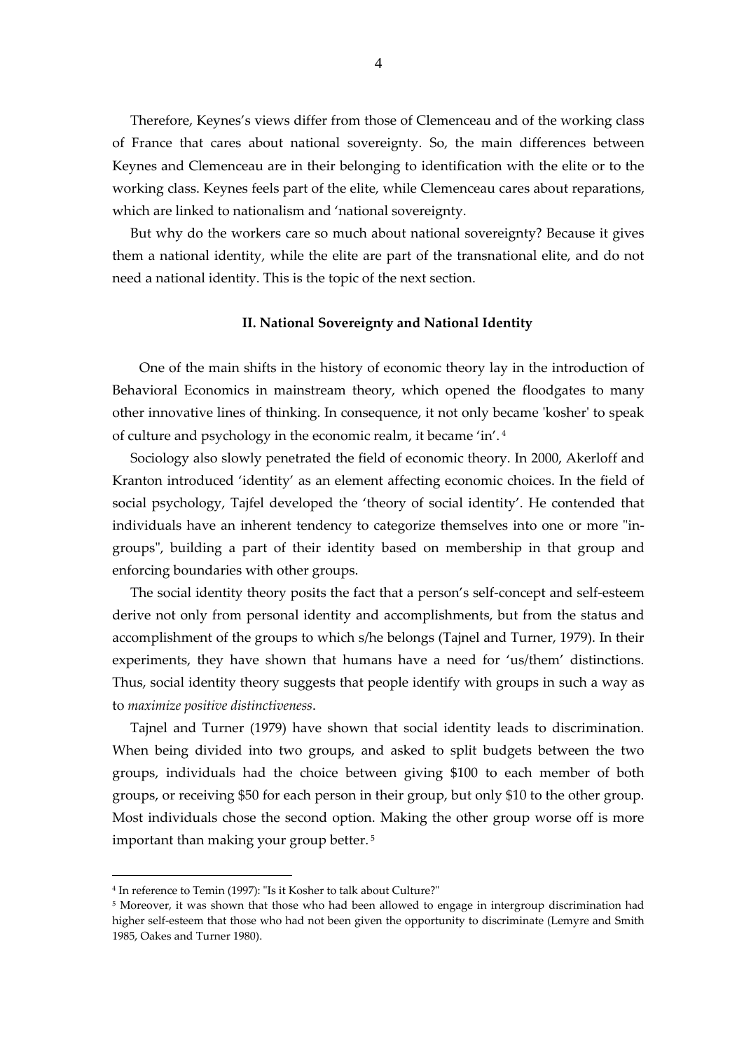Therefore, Keynes's views differ from those of Clemenceau and of the working class of France that cares about national sovereignty. So, the main differences between Keynes and Clemenceau are in their belonging to identification with the elite or to the working class. Keynes feels part of the elite, while Clemenceau cares about reparations, which are linked to nationalism and 'national sovereignty.

But why do the workers care so much about national sovereignty? Because it gives them a national identity, while the elite are part of the transnational elite, and do not need a national identity. This is the topic of the next section.

## II. National Sovereignty and National Identity

One of the main shifts in the history of economic theory lay in the introduction of Behavioral Economics in mainstream theory, which opened the floodgates to many other innovative lines of thinking. In consequence, it not only became 'kosher' to speak of culture and psychology in the economic realm, it became 'in'. [4]

Sociology also slowly penetrated the field of economic theory. In 2000, Akerloff and Kranton introduced 'identity' as an element affecting economic choices. In the field of social psychology, Tajfel developed the 'theory of social identity'. He contended that individuals have an inherent tendency to categorize themselves into one or more "in-groups", building a part of their identity based on membership in that group and enforcing boundaries with other groups.

The social identity theory posits the fact that a person's self-concept and self-esteem derive not only from personal identity and accomplishments, but from the status and accomplishment of the groups to which s/he belongs (Tajnel and Turner, 1979). In their experiments, they have shown that humans have a need for 'us/them' distinctions. Thus, social identity theory suggests that people identify with groups in such a way as to *maximize positive distinctiveness*.

Tajnel and Turner (1979) have shown that social identity leads to discrimination. When being divided into two groups, and asked to split budgets between the two groups, individuals had the choice between giving $100 to each member of both groups, or receiving $50 for each person in their group, but only $10 to the other group. Most individuals chose the second option. Making the other group worse off is more important than making your group better. [5]

---

[4] In reference to Temin (1997): "Is it Kosher to talk about Culture?"

[5] Moreover, it was shown that those who had been allowed to engage in intergroup discrimination had higher self-esteem that those who had not been given the opportunity to discriminate (Lemyre and Smith 1985, Oakes and Turner 1980).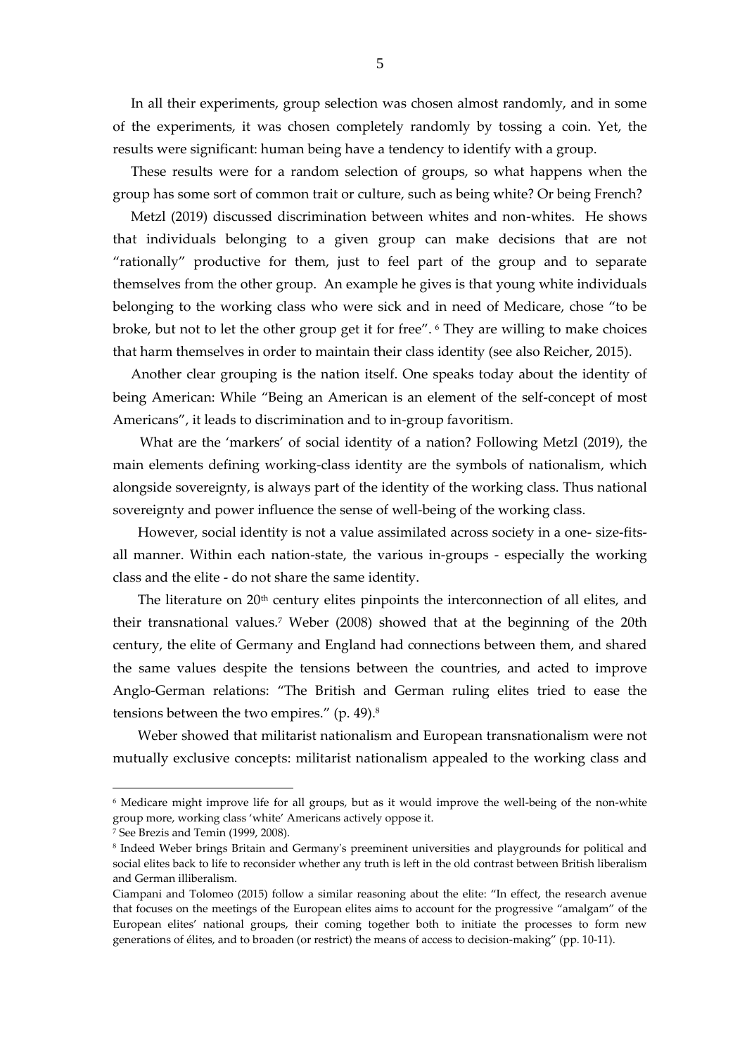In all their experiments, group selection was chosen almost randomly, and in some of the experiments, it was chosen completely randomly by tossing a coin. Yet, the results were significant: human being have a tendency to identify with a group.

These results were for a random selection of groups, so what happens when the group has some sort of common trait or culture, such as being white? Or being French?

Metzl (2019) discussed discrimination between whites and non-whites. He shows that individuals belonging to a given group can make decisions that are not "rationally" productive for them, just to feel part of the group and to separate themselves from the other group. An example he gives is that young white individuals belonging to the working class who were sick and in need of Medicare, chose "to be broke, but not to let the other group get it for free". [6] They are willing to make choices that harm themselves in order to maintain their class identity (see also Reicher, 2015).

Another clear grouping is the nation itself. One speaks today about the identity of being American: While "Being an American is an element of the self-concept of most Americans", it leads to discrimination and to in-group favoritism.

What are the 'markers' of social identity of a nation? Following Metzl (2019), the main elements defining working-class identity are the symbols of nationalism, which alongside sovereignty, is always part of the identity of the working class. Thus national sovereignty and power influence the sense of well-being of the working class.

However, social identity is not a value assimilated across society in a one- size-fits-all manner. Within each nation-state, the various in-groups - especially the working class and the elite - do not share the same identity.

The literature on 20th century elites pinpoints the interconnection of all elites, and their transnational values.[7] Weber (2008) showed that at the beginning of the 20th century, the elite of Germany and England had connections between them, and shared the same values despite the tensions between the countries, and acted to improve Anglo-German relations: "The British and German ruling elites tried to ease the tensions between the two empires." (p. 49).[8]

Weber showed that militarist nationalism and European transnationalism were not mutually exclusive concepts: militarist nationalism appealed to the working class and

---

[6] Medicare might improve life for all groups, but as it would improve the well-being of the non-white group more, working class 'white' Americans actively oppose it.

[7] See Brezis and Temin (1999, 2008).

[8] Indeed Weber brings Britain and Germany's preeminent universities and playgrounds for political and social elites back to life to reconsider whether any truth is left in the old contrast between British liberalism and German illiberalism.

Ciampani and Tolomeo (2015) follow a similar reasoning about the elite: "In effect, the research avenue that focuses on the meetings of the European elites aims to account for the progressive "amalgam" of the European elites' national groups, their coming together both to initiate the processes to form new generations of élites, and to broaden (or restrict) the means of access to decision-making" (pp. 10-11).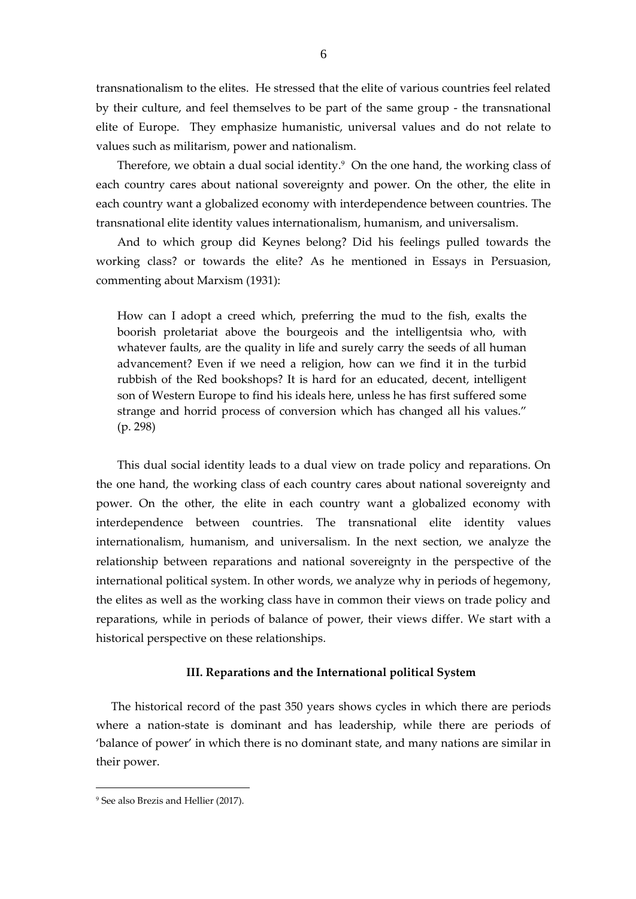transnationalism to the elites. He stressed that the elite of various countries feel related by their culture, and feel themselves to be part of the same group - the transnational elite of Europe. They emphasize humanistic, universal values and do not relate to values such as militarism, power and nationalism.

Therefore, we obtain a dual social identity.[9] On the one hand, the working class of each country cares about national sovereignty and power. On the other, the elite in each country want a globalized economy with interdependence between countries. The transnational elite identity values internationalism, humanism, and universalism.

And to which group did Keynes belong? Did his feelings pulled towards the working class? or towards the elite? As he mentioned in Essays in Persuasion, commenting about Marxism (1931):

> How can I adopt a creed which, preferring the mud to the fish, exalts the boorish proletariat above the bourgeois and the intelligentsia who, with whatever faults, are the quality in life and surely carry the seeds of all human advancement? Even if we need a religion, how can we find it in the turbid rubbish of the Red bookshops? It is hard for an educated, decent, intelligent son of Western Europe to find his ideals here, unless he has first suffered some strange and horrid process of conversion which has changed all his values." (p. 298)

This dual social identity leads to a dual view on trade policy and reparations. On the one hand, the working class of each country cares about national sovereignty and power. On the other, the elite in each country want a globalized economy with interdependence between countries. The transnational elite identity values internationalism, humanism, and universalism. In the next section, we analyze the relationship between reparations and national sovereignty in the perspective of the international political system. In other words, we analyze why in periods of hegemony, the elites as well as the working class have in common their views on trade policy and reparations, while in periods of balance of power, their views differ. We start with a historical perspective on these relationships.

## III. Reparations and the International political System

The historical record of the past 350 years shows cycles in which there are periods where a nation-state is dominant and has leadership, while there are periods of 'balance of power' in which there is no dominant state, and many nations are similar in their power.

---

[9] See also Brezis and Hellier (2017).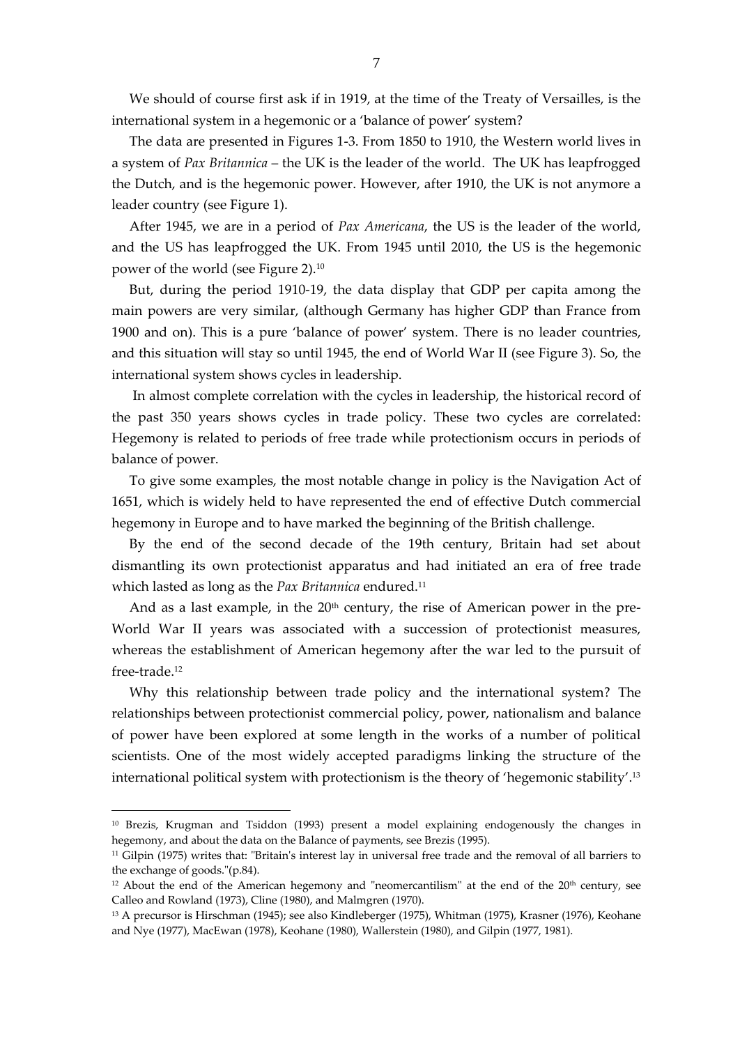We should of course first ask if in 1919, at the time of the Treaty of Versailles, is the international system in a hegemonic or a 'balance of power' system?

The data are presented in Figures 1-3. From 1850 to 1910, the Western world lives in a system of *Pax Britannica* – the UK is the leader of the world. The UK has leapfrogged the Dutch, and is the hegemonic power. However, after 1910, the UK is not anymore a leader country (see Figure 1).

After 1945, we are in a period of *Pax Americana*, the US is the leader of the world, and the US has leapfrogged the UK. From 1945 until 2010, the US is the hegemonic power of the world (see Figure 2).[10]

But, during the period 1910-19, the data display that GDP per capita among the main powers are very similar, (although Germany has higher GDP than France from 1900 and on). This is a pure 'balance of power' system. There is no leader countries, and this situation will stay so until 1945, the end of World War II (see Figure 3). So, the international system shows cycles in leadership.

In almost complete correlation with the cycles in leadership, the historical record of the past 350 years shows cycles in trade policy. These two cycles are correlated: Hegemony is related to periods of free trade while protectionism occurs in periods of balance of power.

To give some examples, the most notable change in policy is the Navigation Act of 1651, which is widely held to have represented the end of effective Dutch commercial hegemony in Europe and to have marked the beginning of the British challenge.

By the end of the second decade of the 19th century, Britain had set about dismantling its own protectionist apparatus and had initiated an era of free trade which lasted as long as the *Pax Britannica* endured.[11]

And as a last example, in the 20th century, the rise of American power in the pre-World War II years was associated with a succession of protectionist measures, whereas the establishment of American hegemony after the war led to the pursuit of free-trade.[12]

Why this relationship between trade policy and the international system? The relationships between protectionist commercial policy, power, nationalism and balance of power have been explored at some length in the works of a number of political scientists. One of the most widely accepted paradigms linking the structure of the international political system with protectionism is the theory of 'hegemonic stability'.[13]

---

[10] Brezis, Krugman and Tsiddon (1993) present a model explaining endogenously the changes in hegemony, and about the data on the Balance of payments, see Brezis (1995).

[11] Gilpin (1975) writes that: "Britain's interest lay in universal free trade and the removal of all barriers to the exchange of goods."(p.84).

[12] About the end of the American hegemony and "neomercantilism" at the end of the 20th century, see Calleo and Rowland (1973), Cline (1980), and Malmgren (1970).

[13] A precursor is Hirschman (1945); see also Kindleberger (1975), Whitman (1975), Krasner (1976), Keohane and Nye (1977), MacEwan (1978), Keohane (1980), Wallerstein (1980), and Gilpin (1977, 1981).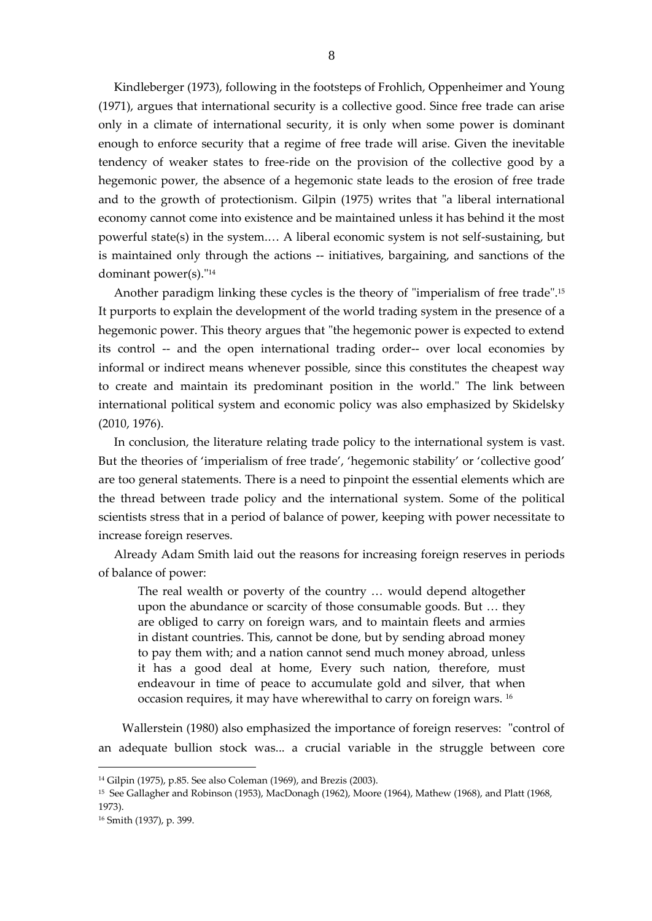Kindleberger (1973), following in the footsteps of Frohlich, Oppenheimer and Young (1971), argues that international security is a collective good. Since free trade can arise only in a climate of international security, it is only when some power is dominant enough to enforce security that a regime of free trade will arise. Given the inevitable tendency of weaker states to free-ride on the provision of the collective good by a hegemonic power, the absence of a hegemonic state leads to the erosion of free trade and to the growth of protectionism. Gilpin (1975) writes that "a liberal international economy cannot come into existence and be maintained unless it has behind it the most powerful state(s) in the system.… A liberal economic system is not self-sustaining, but is maintained only through the actions -- initiatives, bargaining, and sanctions of the dominant power(s)."[14]

Another paradigm linking these cycles is the theory of "imperialism of free trade".[15] It purports to explain the development of the world trading system in the presence of a hegemonic power. This theory argues that "the hegemonic power is expected to extend its control -- and the open international trading order-- over local economies by informal or indirect means whenever possible, since this constitutes the cheapest way to create and maintain its predominant position in the world." The link between international political system and economic policy was also emphasized by Skidelsky (2010, 1976).

In conclusion, the literature relating trade policy to the international system is vast. But the theories of 'imperialism of free trade', 'hegemonic stability' or 'collective good' are too general statements. There is a need to pinpoint the essential elements which are the thread between trade policy and the international system. Some of the political scientists stress that in a period of balance of power, keeping with power necessitate to increase foreign reserves.

Already Adam Smith laid out the reasons for increasing foreign reserves in periods of balance of power:

> The real wealth or poverty of the country … would depend altogether upon the abundance or scarcity of those consumable goods. But … they are obliged to carry on foreign wars, and to maintain fleets and armies in distant countries. This, cannot be done, but by sending abroad money to pay them with; and a nation cannot send much money abroad, unless it has a good deal at home, Every such nation, therefore, must endeavour in time of peace to accumulate gold and silver, that when occasion requires, it may have wherewithal to carry on foreign wars. [16]

Wallerstein (1980) also emphasized the importance of foreign reserves: "control of an adequate bullion stock was... a crucial variable in the struggle between core

---

[14] Gilpin (1975), p.85. See also Coleman (1969), and Brezis (2003).

[15] See Gallagher and Robinson (1953), MacDonagh (1962), Moore (1964), Mathew (1968), and Platt (1968, 1973).

[16] Smith (1937), p. 399.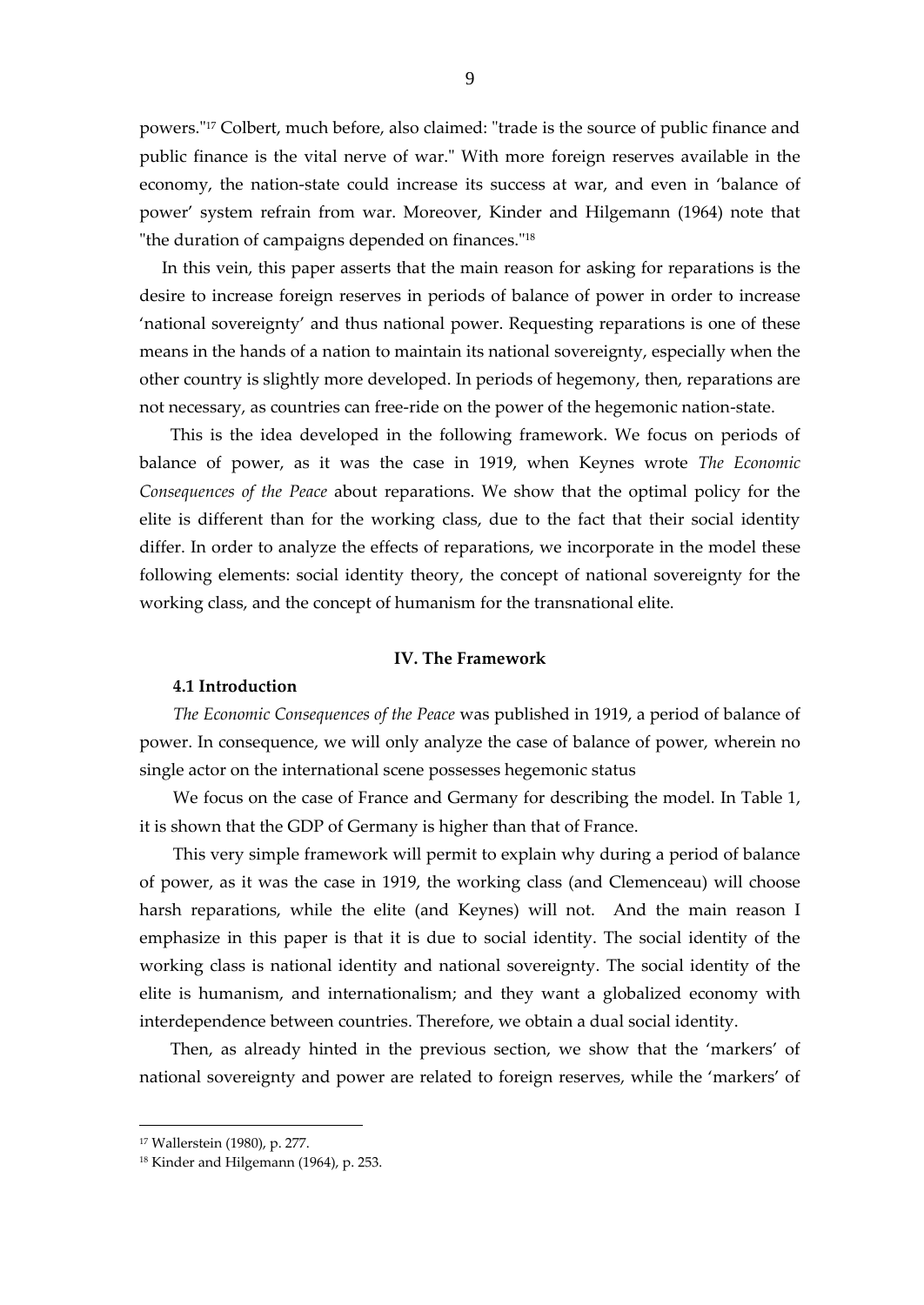powers."[17] Colbert, much before, also claimed: "trade is the source of public finance and public finance is the vital nerve of war." With more foreign reserves available in the economy, the nation-state could increase its success at war, and even in 'balance of power' system refrain from war. Moreover, Kinder and Hilgemann (1964) note that "the duration of campaigns depended on finances."[18]

In this vein, this paper asserts that the main reason for asking for reparations is the desire to increase foreign reserves in periods of balance of power in order to increase 'national sovereignty' and thus national power. Requesting reparations is one of these means in the hands of a nation to maintain its national sovereignty, especially when the other country is slightly more developed. In periods of hegemony, then, reparations are not necessary, as countries can free-ride on the power of the hegemonic nation-state.

This is the idea developed in the following framework. We focus on periods of balance of power, as it was the case in 1919, when Keynes wrote *The Economic Consequences of the Peace* about reparations. We show that the optimal policy for the elite is different than for the working class, due to the fact that their social identity differ. In order to analyze the effects of reparations, we incorporate in the model these following elements: social identity theory, the concept of national sovereignty for the working class, and the concept of humanism for the transnational elite.

## IV. The Framework

### 4.1 Introduction

*The Economic Consequences of the Peace* was published in 1919, a period of balance of power. In consequence, we will only analyze the case of balance of power, wherein no single actor on the international scene possesses hegemonic status

We focus on the case of France and Germany for describing the model. In Table 1, it is shown that the GDP of Germany is higher than that of France.

This very simple framework will permit to explain why during a period of balance of power, as it was the case in 1919, the working class (and Clemenceau) will choose harsh reparations, while the elite (and Keynes) will not. And the main reason I emphasize in this paper is that it is due to social identity. The social identity of the working class is national identity and national sovereignty. The social identity of the elite is humanism, and internationalism; and they want a globalized economy with interdependence between countries. Therefore, we obtain a dual social identity.

Then, as already hinted in the previous section, we show that the 'markers' of national sovereignty and power are related to foreign reserves, while the 'markers' of

---

[17] Wallerstein (1980), p. 277.

[18] Kinder and Hilgemann (1964), p. 253.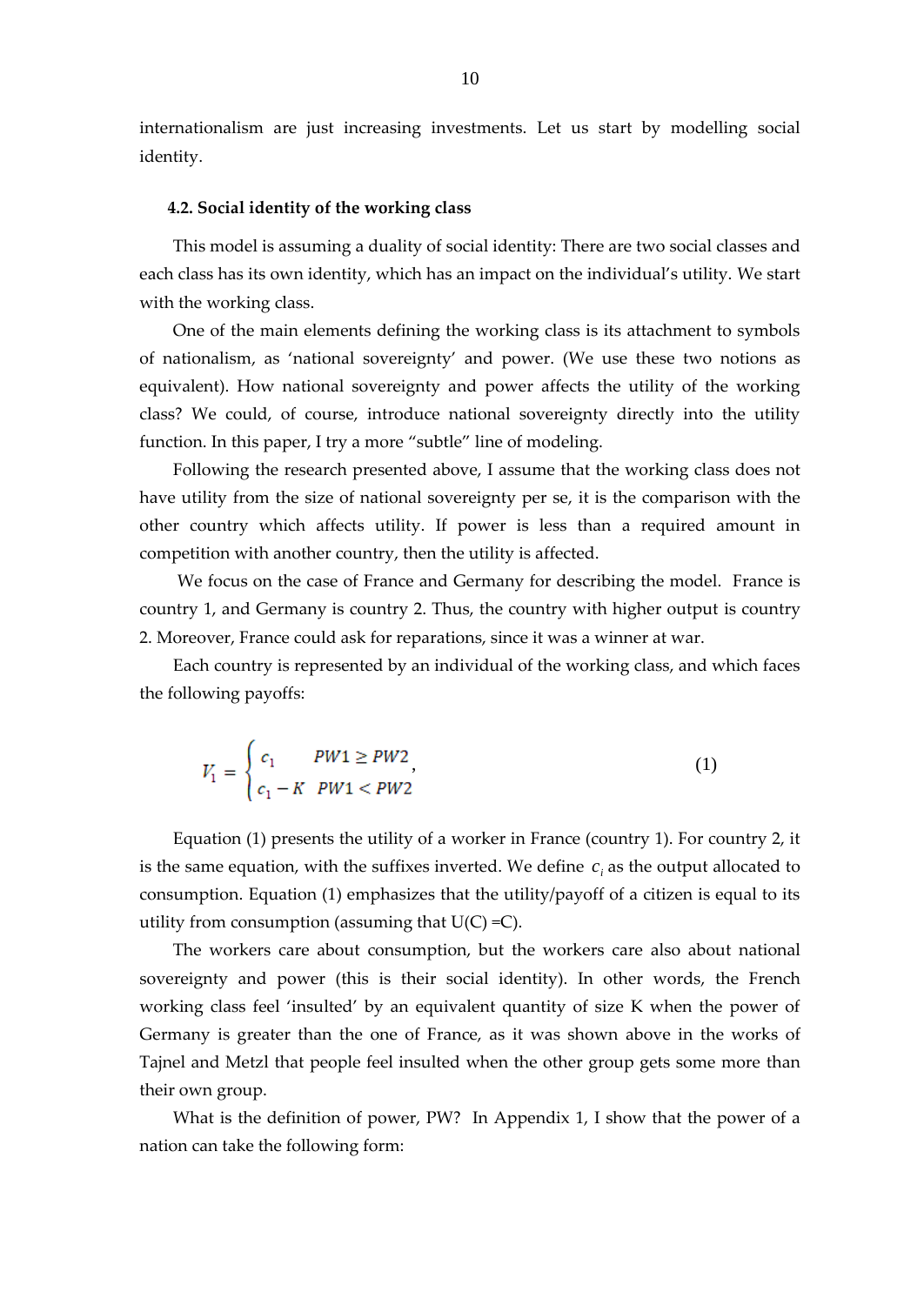internationalism are just increasing investments. Let us start by modelling social identity.

### 4.2. Social identity of the working class

This model is assuming a duality of social identity: There are two social classes and each class has its own identity, which has an impact on the individual's utility. We start with the working class.

One of the main elements defining the working class is its attachment to symbols of nationalism, as 'national sovereignty' and power. (We use these two notions as equivalent). How national sovereignty and power affects the utility of the working class? We could, of course, introduce national sovereignty directly into the utility function. In this paper, I try a more "subtle" line of modeling.

Following the research presented above, I assume that the working class does not have utility from the size of national sovereignty per se, it is the comparison with the other country which affects utility. If power is less than a required amount in competition with another country, then the utility is affected.

We focus on the case of France and Germany for describing the model. France is country 1, and Germany is country 2. Thus, the country with higher output is country 2. Moreover, France could ask for reparations, since it was a winner at war.

Each country is represented by an individual of the working class, and which faces the following payoffs:

$$V_1 = \begin{cases} c_1 & PW1 \geq PW2 \\ c_1 - K & PW1 < PW2 \end{cases}, \tag{1}$$

Equation (1) presents the utility of a worker in France (country 1). For country 2, it is the same equation, with the suffixes inverted. We define $c_i$ as the output allocated to consumption. Equation (1) emphasizes that the utility/payoff of a citizen is equal to its utility from consumption (assuming that U(C) =C).

The workers care about consumption, but the workers care also about national sovereignty and power (this is their social identity). In other words, the French working class feel 'insulted' by an equivalent quantity of size K when the power of Germany is greater than the one of France, as it was shown above in the works of Tajnel and Metzl that people feel insulted when the other group gets some more than their own group.

What is the definition of power, PW? In Appendix 1, I show that the power of a nation can take the following form: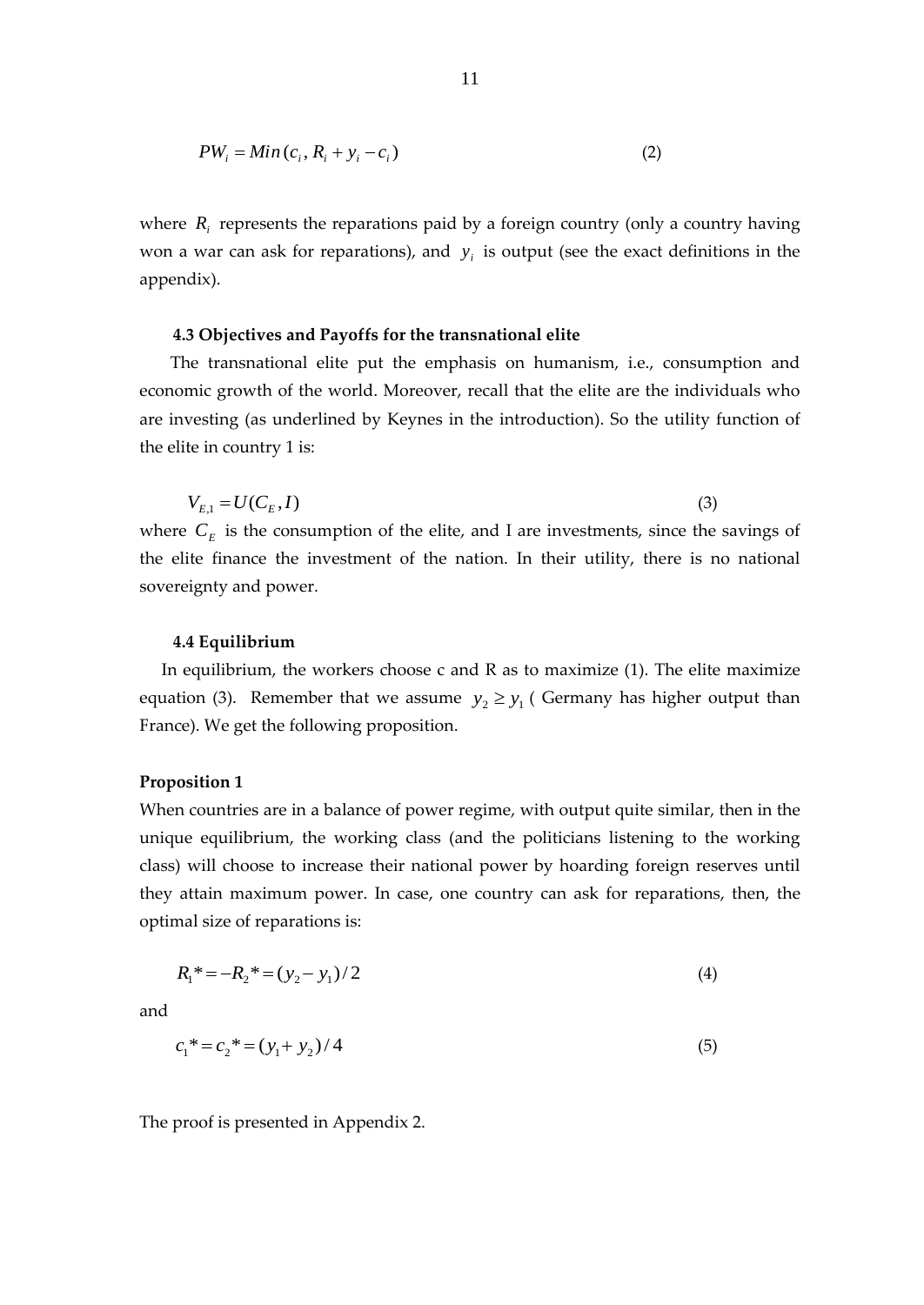$$PW_i = Min(c_i, R_i + y_i - c_i) \tag{2}$$

where $R_i$ represents the reparations paid by a foreign country (only a country having won a war can ask for reparations), and $y_i$ is output (see the exact definitions in the appendix).

### 4.3 Objectives and Payoffs for the transnational elite

The transnational elite put the emphasis on humanism, i.e., consumption and economic growth of the world. Moreover, recall that the elite are the individuals who are investing (as underlined by Keynes in the introduction). So the utility function of the elite in country 1 is:

$$V_{E,1} = U(C_E, I) \tag{3}$$

where $C_E$ is the consumption of the elite, and I are investments, since the savings of the elite finance the investment of the nation. In their utility, there is no national sovereignty and power.

### 4.4 Equilibrium

In equilibrium, the workers choose c and R as to maximize (1). The elite maximize equation (3). Remember that we assume $y_2 \geq y_1$ ( Germany has higher output than France). We get the following proposition.

**Proposition 1**

When countries are in a balance of power regime, with output quite similar, then in the unique equilibrium, the working class (and the politicians listening to the working class) will choose to increase their national power by hoarding foreign reserves until they attain maximum power. In case, one country can ask for reparations, then, the optimal size of reparations is:

$$R_1* = -R_2* = (y_2 - y_1)/2 \tag{4}$$

and

$$c_1* = c_2* = (y_1 + y_2)/4 \tag{5}$$

The proof is presented in Appendix 2.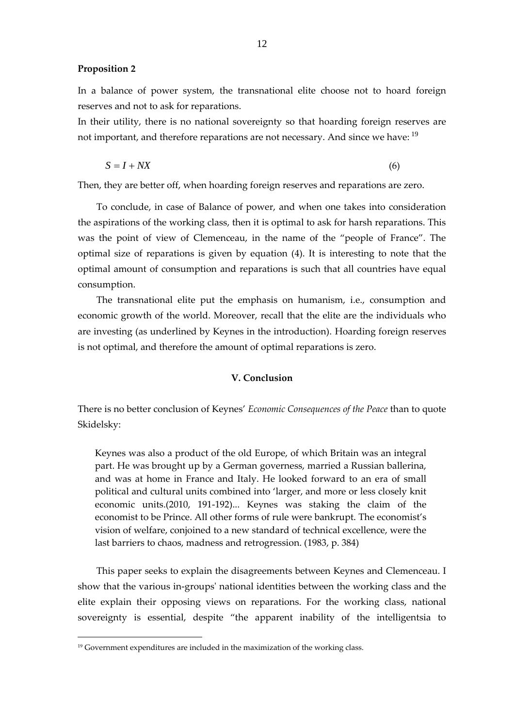**Proposition 2**

In a balance of power system, the transnational elite choose not to hoard foreign reserves and not to ask for reparations.

In their utility, there is no national sovereignty so that hoarding foreign reserves are not important, and therefore reparations are not necessary. And since we have: [19]

$$S = I + NX \tag{6}$$

Then, they are better off, when hoarding foreign reserves and reparations are zero.

To conclude, in case of Balance of power, and when one takes into consideration the aspirations of the working class, then it is optimal to ask for harsh reparations. This was the point of view of Clemenceau, in the name of the "people of France". The optimal size of reparations is given by equation (4). It is interesting to note that the optimal amount of consumption and reparations is such that all countries have equal consumption.

The transnational elite put the emphasis on humanism, i.e., consumption and economic growth of the world. Moreover, recall that the elite are the individuals who are investing (as underlined by Keynes in the introduction). Hoarding foreign reserves is not optimal, and therefore the amount of optimal reparations is zero.

## V. Conclusion

There is no better conclusion of Keynes' *Economic Consequences of the Peace* than to quote Skidelsky:

> Keynes was also a product of the old Europe, of which Britain was an integral part. He was brought up by a German governess, married a Russian ballerina, and was at home in France and Italy. He looked forward to an era of small political and cultural units combined into 'larger, and more or less closely knit economic units.(2010, 191-192)... Keynes was staking the claim of the economist to be Prince. All other forms of rule were bankrupt. The economist's vision of welfare, conjoined to a new standard of technical excellence, were the last barriers to chaos, madness and retrogression. (1983, p. 384)

This paper seeks to explain the disagreements between Keynes and Clemenceau. I show that the various in-groups' national identities between the working class and the elite explain their opposing views on reparations. For the working class, national sovereignty is essential, despite "the apparent inability of the intelligentsia to

---

[19] Government expenditures are included in the maximization of the working class.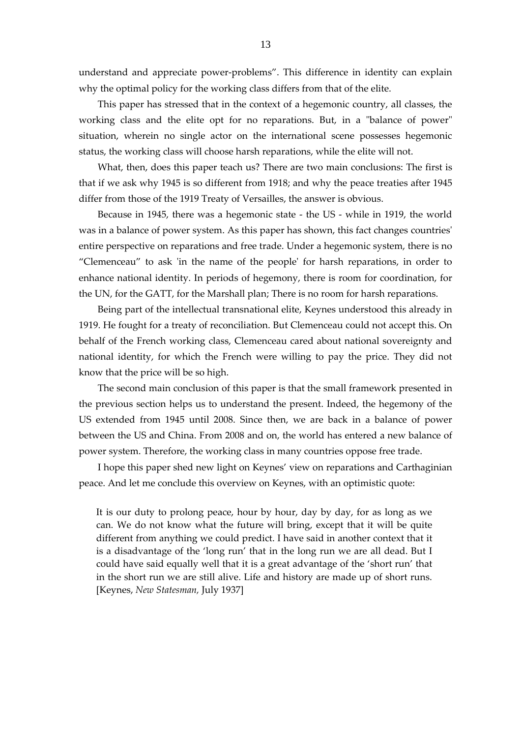understand and appreciate power-problems". This difference in identity can explain why the optimal policy for the working class differs from that of the elite.

This paper has stressed that in the context of a hegemonic country, all classes, the working class and the elite opt for no reparations. But, in a "balance of power" situation, wherein no single actor on the international scene possesses hegemonic status, the working class will choose harsh reparations, while the elite will not.

What, then, does this paper teach us? There are two main conclusions: The first is that if we ask why 1945 is so different from 1918; and why the peace treaties after 1945 differ from those of the 1919 Treaty of Versailles, the answer is obvious.

Because in 1945, there was a hegemonic state - the US - while in 1919, the world was in a balance of power system. As this paper has shown, this fact changes countries' entire perspective on reparations and free trade. Under a hegemonic system, there is no "Clemenceau" to ask 'in the name of the people' for harsh reparations, in order to enhance national identity. In periods of hegemony, there is room for coordination, for the UN, for the GATT, for the Marshall plan; There is no room for harsh reparations.

Being part of the intellectual transnational elite, Keynes understood this already in 1919. He fought for a treaty of reconciliation. But Clemenceau could not accept this. On behalf of the French working class, Clemenceau cared about national sovereignty and national identity, for which the French were willing to pay the price. They did not know that the price will be so high.

The second main conclusion of this paper is that the small framework presented in the previous section helps us to understand the present. Indeed, the hegemony of the US extended from 1945 until 2008. Since then, we are back in a balance of power between the US and China. From 2008 and on, the world has entered a new balance of power system. Therefore, the working class in many countries oppose free trade.

I hope this paper shed new light on Keynes' view on reparations and Carthaginian peace. And let me conclude this overview on Keynes, with an optimistic quote:

> It is our duty to prolong peace, hour by hour, day by day, for as long as we can. We do not know what the future will bring, except that it will be quite different from anything we could predict. I have said in another context that it is a disadvantage of the 'long run' that in the long run we are all dead. But I could have said equally well that it is a great advantage of the 'short run' that in the short run we are still alive. Life and history are made up of short runs. [Keynes, *New Statesman*, July 1937]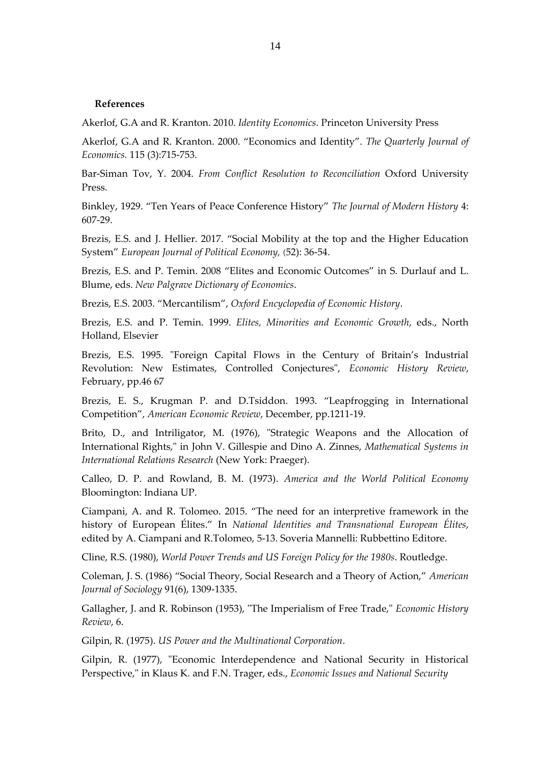**References**

Akerlof, G.A and R. Kranton. 2010. *Identity Economics*. Princeton University Press

Akerlof, G.A and R. Kranton. 2000. "Economics and Identity". *The Quarterly Journal of Economics.* 115 (3):715-753.

Bar-Siman Tov, Y. 2004. *From Conflict Resolution to Reconciliation* Oxford University Press.

Binkley, 1929. "Ten Years of Peace Conference History" *The Journal of Modern History* 4: 607-29.

Brezis, E.S. and J. Hellier. 2017. "Social Mobility at the top and the Higher Education System" *European Journal of Political Economy,* (52): 36-54.

Brezis, E.S. and P. Temin. 2008 "Elites and Economic Outcomes" in S. Durlauf and L. Blume, eds. *New Palgrave Dictionary of Economics*.

Brezis, E.S. 2003. "Mercantilism", *Oxford Encyclopedia of Economic History*.

Brezis, E.S. and P. Temin. 1999. *Elites, Minorities and Economic Growth*, eds., North Holland, Elsevier

Brezis, E.S. 1995. "Foreign Capital Flows in the Century of Britain's Industrial Revolution: New Estimates, Controlled Conjectures", *Economic History Review*, February, pp.46 67

Brezis, E. S., Krugman P. and D.Tsiddon. 1993. "Leapfrogging in International Competition", *American Economic Review*, December, pp.1211-19.

Brito, D., and Intriligator, M. (1976), "Strategic Weapons and the Allocation of International Rights," in John V. Gillespie and Dino A. Zinnes, *Mathematical Systems in International Relations Research* (New York: Praeger).

Calleo, D. P. and Rowland, B. M. (1973). *America and the World Political Economy* Bloomington: Indiana UP.

Ciampani, A. and R. Tolomeo. 2015. "The need for an interpretive framework in the history of European Élites." In *National Identities and Transnational European Élites*, edited by A. Ciampani and R.Tolomeo, 5-13. Soveria Mannelli: Rubbettino Editore.

Cline, R.S. (1980), *World Power Trends and US Foreign Policy for the 1980s*. Routledge.

Coleman, J. S. (1986) "Social Theory, Social Research and a Theory of Action," *American Journal of Sociology* 91(6), 1309-1335.

Gallagher, J. and R. Robinson (1953), "The Imperialism of Free Trade," *Economic History Review*, 6.

Gilpin, R. (1975). *US Power and the Multinational Corporation*.

Gilpin, R. (1977), "Economic Interdependence and National Security in Historical Perspective," in Klaus K. and F.N. Trager, eds., *Economic Issues and National Security*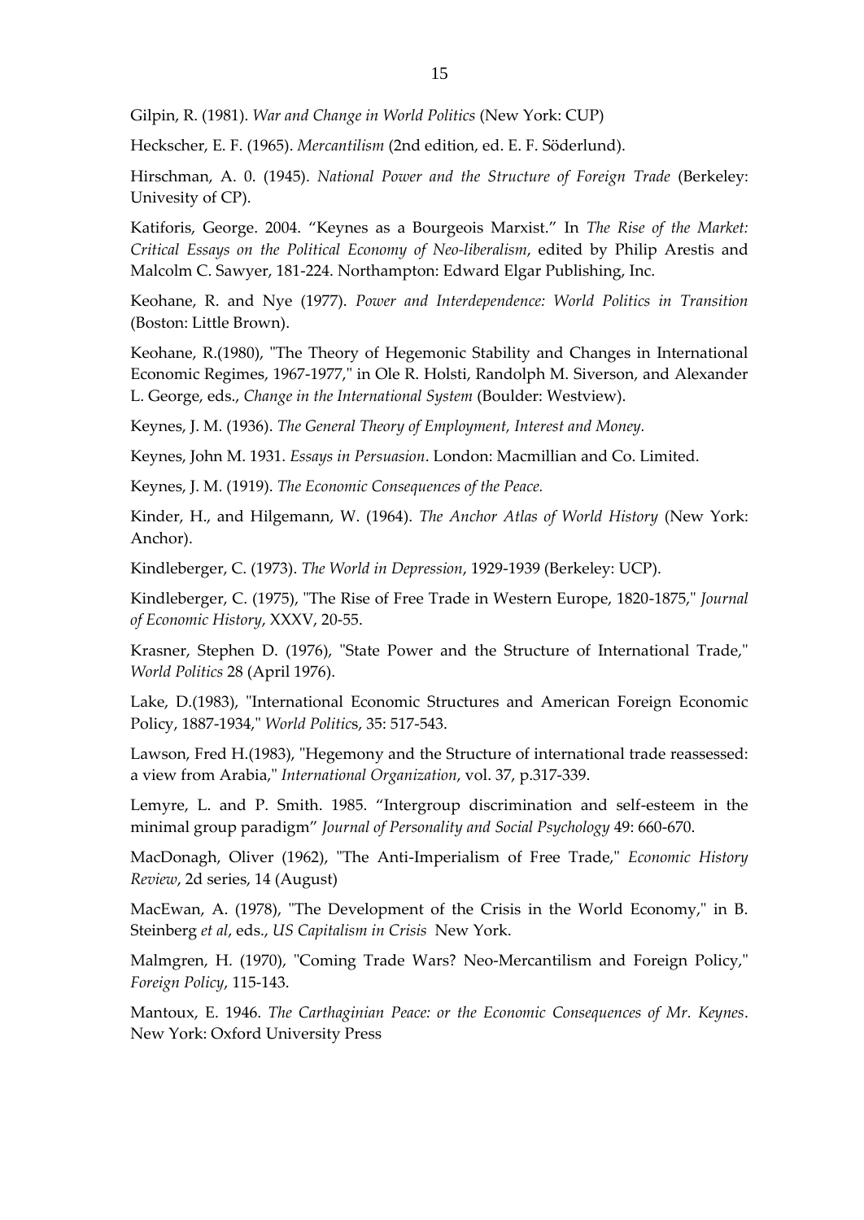Gilpin, R. (1981). *War and Change in World Politics* (New York: CUP)

Heckscher, E. F. (1965). *Mercantilism* (2nd edition, ed. E. F. Söderlund).

Hirschman, A. 0. (1945). *National Power and the Structure of Foreign Trade* (Berkeley: Univesity of CP).

Katiforis, George. 2004. "Keynes as a Bourgeois Marxist." In *The Rise of the Market: Critical Essays on the Political Economy of Neo-liberalism*, edited by Philip Arestis and Malcolm C. Sawyer, 181-224. Northampton: Edward Elgar Publishing, Inc.

Keohane, R. and Nye (1977). *Power and Interdependence: World Politics in Transition* (Boston: Little Brown).

Keohane, R.(1980), "The Theory of Hegemonic Stability and Changes in International Economic Regimes, 1967-1977," in Ole R. Holsti, Randolph M. Siverson, and Alexander L. George, eds., *Change in the International System* (Boulder: Westview).

Keynes, J. M. (1936). *The General Theory of Employment, Interest and Money.*

Keynes, John M. 1931. *Essays in Persuasion*. London: Macmillian and Co. Limited.

Keynes, J. M. (1919). *The Economic Consequences of the Peace.*

Kinder, H., and Hilgemann, W. (1964). *The Anchor Atlas of World History* (New York: Anchor).

Kindleberger, C. (1973). *The World in Depression*, 1929-1939 (Berkeley: UCP).

Kindleberger, C. (1975), "The Rise of Free Trade in Western Europe, 1820-1875," *Journal of Economic History*, XXXV, 20-55.

Krasner, Stephen D. (1976), "State Power and the Structure of International Trade," *World Politics* 28 (April 1976).

Lake, D.(1983), "International Economic Structures and American Foreign Economic Policy, 1887-1934," *World Politics*, 35: 517-543.

Lawson, Fred H.(1983), "Hegemony and the Structure of international trade reassessed: a view from Arabia," *International Organization*, vol. 37, p.317-339.

Lemyre, L. and P. Smith. 1985. "Intergroup discrimination and self-esteem in the minimal group paradigm" *Journal of Personality and Social Psychology* 49: 660-670.

MacDonagh, Oliver (1962), "The Anti-Imperialism of Free Trade," *Economic History Review*, 2d series, 14 (August)

MacEwan, A. (1978), "The Development of the Crisis in the World Economy," in B. Steinberg *et al*, eds., *US Capitalism in Crisis* New York.

Malmgren, H. (1970), "Coming Trade Wars? Neo-Mercantilism and Foreign Policy," *Foreign Policy*, 115-143.

Mantoux, E. 1946. *The Carthaginian Peace: or the Economic Consequences of Mr. Keynes*. New York: Oxford University Press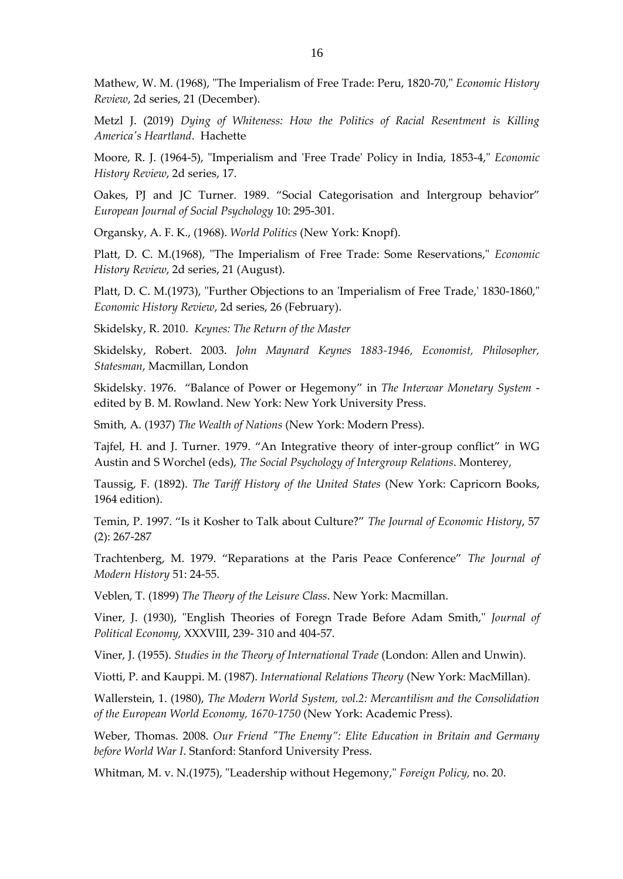Mathew, W. M. (1968), "The Imperialism of Free Trade: Peru, 1820-70," *Economic History Review*, 2d series, 21 (December).

Metzl J. (2019) *Dying of Whiteness: How the Politics of Racial Resentment is Killing America's Heartland*. Hachette

Moore, R. J. (1964-5), "Imperialism and 'Free Trade' Policy in India, 1853-4," *Economic History Review*, 2d series, 17.

Oakes, PJ and JC Turner. 1989. "Social Categorisation and Intergroup behavior" *European Journal of Social Psychology* 10: 295-301.

Organsky, A. F. K., (1968). *World Politics* (New York: Knopf).

Platt, D. C. M.(1968), "The Imperialism of Free Trade: Some Reservations," *Economic History Review*, 2d series, 21 (August).

Platt, D. C. M.(1973), "Further Objections to an 'Imperialism of Free Trade,' 1830-1860," *Economic History Review*, 2d series, 26 (February).

Skidelsky, R. 2010. *Keynes: The Return of the Master*

Skidelsky, Robert. 2003. *John Maynard Keynes 1883-1946, Economist, Philosopher, Statesman*, Macmillan, London

Skidelsky. 1976. "Balance of Power or Hegemony" in *The Interwar Monetary System* - edited by B. M. Rowland. New York: New York University Press.

Smith, A. (1937) *The Wealth of Nations* (New York: Modern Press).

Tajfel, H. and J. Turner. 1979. "An Integrative theory of inter-group conflict" in WG Austin and S Worchel (eds), *The Social Psychology of Intergroup Relations*. Monterey,

Taussig, F. (1892). *The Tariff History of the United States* (New York: Capricorn Books, 1964 edition).

Temin, P. 1997. "Is it Kosher to Talk about Culture?" *The Journal of Economic History*, 57 (2): 267-287

Trachtenberg, M. 1979. "Reparations at the Paris Peace Conference" *The Journal of Modern History* 51: 24-55.

Veblen, T. (1899) *The Theory of the Leisure Class*. New York: Macmillan.

Viner, J. (1930), "English Theories of Foregn Trade Before Adam Smith," *Journal of Political Economy,* XXXVIII, 239- 310 and 404-57.

Viner, J. (1955). *Studies in the Theory of International Trade* (London: Allen and Unwin).

Viotti, P. and Kauppi. M. (1987). *International Relations Theory* (New York: MacMillan).

Wallerstein, 1. (1980), *The Modern World System, vol.2: Mercantilism and the Consolidation of the European World Economy, 1670-1750* (New York: Academic Press).

Weber, Thomas. 2008. *Our Friend "The Enemy": Elite Education in Britain and Germany before World War I*. Stanford: Stanford University Press.

Whitman, M. v. N.(1975), "Leadership without Hegemony," *Foreign Policy,* no. 20.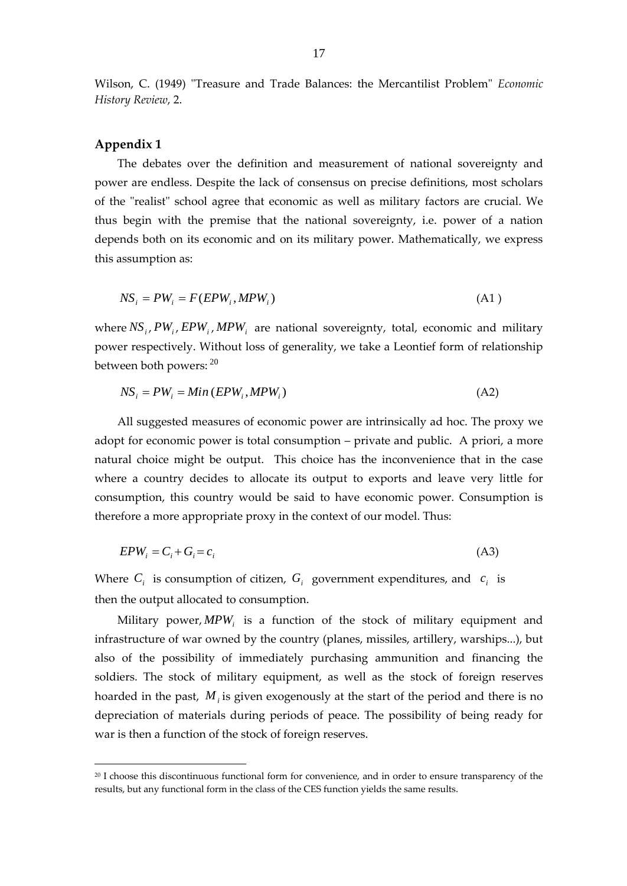Wilson, C. (1949) "Treasure and Trade Balances: the Mercantilist Problem" *Economic History Review*, 2.

## Appendix 1

The debates over the definition and measurement of national sovereignty and power are endless. Despite the lack of consensus on precise definitions, most scholars of the "realist" school agree that economic as well as military factors are crucial. We thus begin with the premise that the national sovereignty, i.e. power of a nation depends both on its economic and on its military power. Mathematically, we express this assumption as:

$$NS_i = PW_i = F(EPW_i, MPW_i) \tag{A1}$$

where $NS_i, PW_i, EPW_i, MPW_i$ are national sovereignty, total, economic and military power respectively. Without loss of generality, we take a Leontief form of relationship between both powers: [20]

$$NS_i = PW_i = Min(EPW_i, MPW_i) \tag{A2}$$

All suggested measures of economic power are intrinsically ad hoc. The proxy we adopt for economic power is total consumption – private and public. A priori, a more natural choice might be output. This choice has the inconvenience that in the case where a country decides to allocate its output to exports and leave very little for consumption, this country would be said to have economic power. Consumption is therefore a more appropriate proxy in the context of our model. Thus:

$$EPW_i = C_i + G_i = c_i \tag{A3}$$

Where $C_i$ is consumption of citizen, $G_i$ government expenditures, and $c_i$ is then the output allocated to consumption.

Military power, $MPW_i$ is a function of the stock of military equipment and infrastructure of war owned by the country (planes, missiles, artillery, warships...), but also of the possibility of immediately purchasing ammunition and financing the soldiers. The stock of military equipment, as well as the stock of foreign reserves hoarded in the past, $M_i$ is given exogenously at the start of the period and there is no depreciation of materials during periods of peace. The possibility of being ready for war is then a function of the stock of foreign reserves.

[20] I choose this discontinuous functional form for convenience, and in order to ensure transparency of the results, but any functional form in the class of the CES function yields the same results.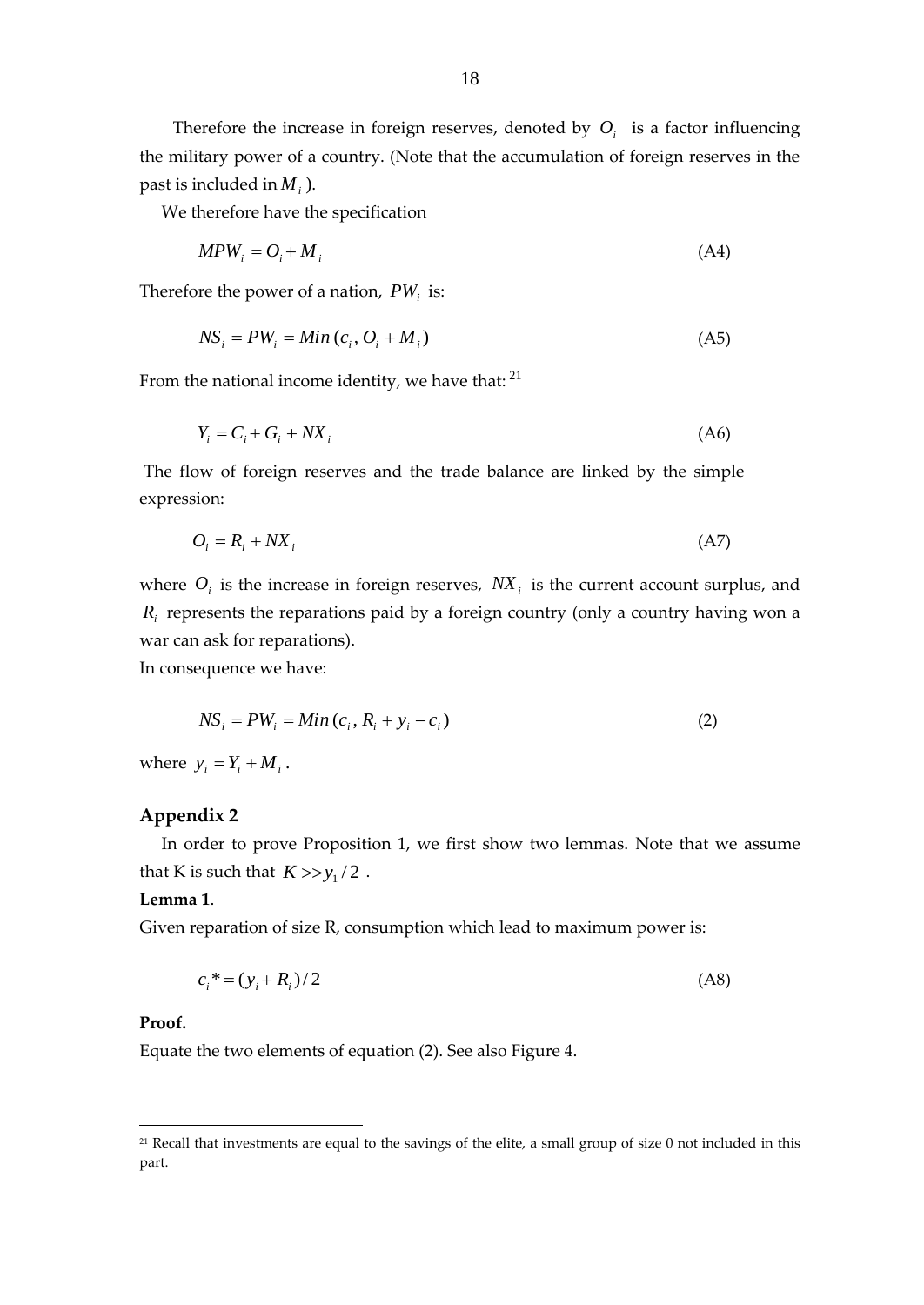Therefore the increase in foreign reserves, denoted by $O_i$ is a factor influencing the military power of a country. (Note that the accumulation of foreign reserves in the past is included in $M_i$).

We therefore have the specification

$$MPW_i = O_i + M_i \tag{A4}$$

Therefore the power of a nation, $PW_i$ is:

$$NS_i = PW_i = Min\,(c_i, O_i + M_i) \tag{A5}$$

From the national income identity, we have that: [21]

$$Y_i = C_i + G_i + NX_i \tag{A6}$$

The flow of foreign reserves and the trade balance are linked by the simple expression:

$$O_i = R_i + NX_i \tag{A7}$$

where $O_i$ is the increase in foreign reserves, $NX_i$ is the current account surplus, and $R_i$ represents the reparations paid by a foreign country (only a country having won a war can ask for reparations).

In consequence we have:

$$NS_i = PW_i = Min\,(c_i, R_i + y_i - c_i) \tag{2}$$

where $y_i = Y_i + M_i$.

## Appendix 2

In order to prove Proposition 1, we first show two lemmas. Note that we assume that K is such that $K >> y_1 / 2$.

**Lemma 1**.

Given reparation of size R, consumption which lead to maximum power is:

$$c_i{}^* = (y_i + R_i)/2 \tag{A8}$$

**Proof.**

Equate the two elements of equation (2). See also Figure 4.

---

[21] Recall that investments are equal to the savings of the elite, a small group of size 0 not included in this part.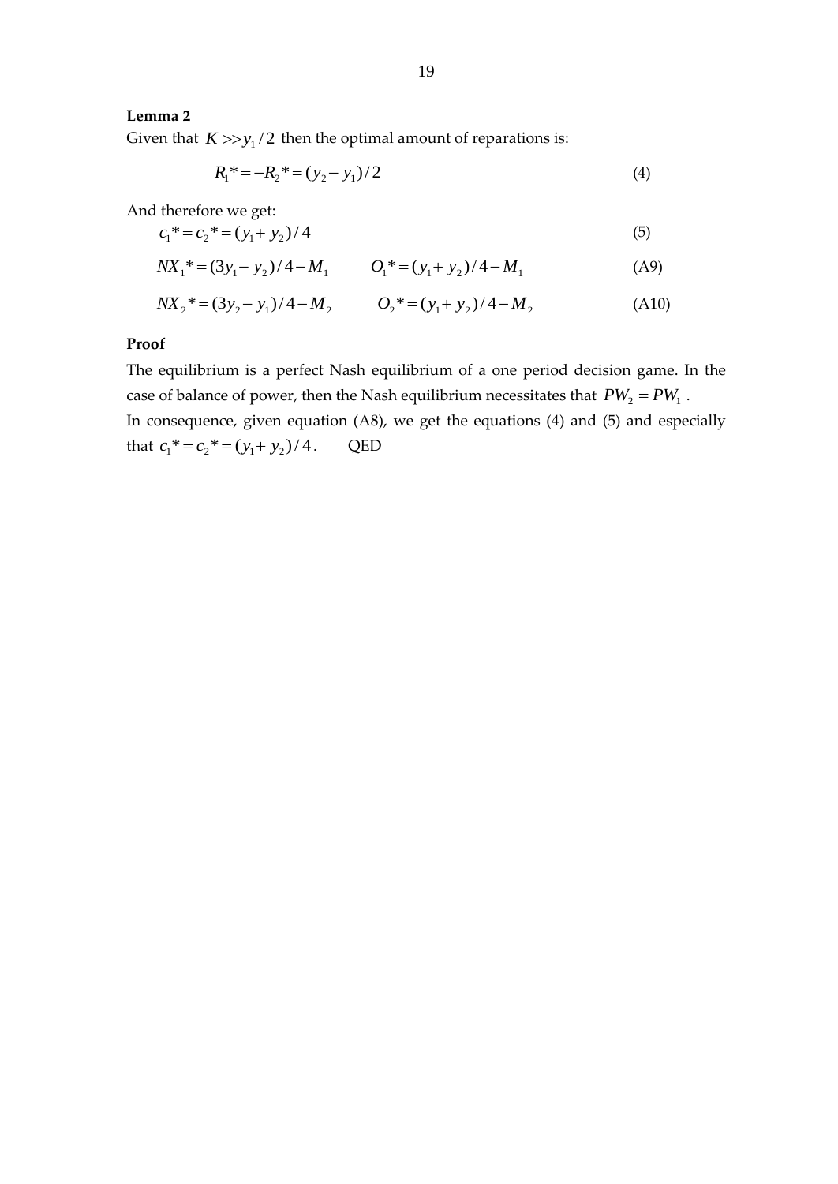**Lemma 2**

Given that $K >> y_1/2$ then the optimal amount of reparations is:

$$R_1^* = -R_2^* = (y_2 - y_1)/2 \tag{4}$$

And therefore we get:

$$c_1^* = c_2^* = (y_1 + y_2)/4 \tag{5}$$

$$NX_1^* = (3y_1 - y_2)/4 - M_1 \qquad O_1^* = (y_1 + y_2)/4 - M_1 \tag{A9}$$

$$NX_2^* = (3y_2 - y_1)/4 - M_2 \qquad O_2^* = (y_1 + y_2)/4 - M_2 \tag{A10}$$

**Proof**

The equilibrium is a perfect Nash equilibrium of a one period decision game. In the case of balance of power, then the Nash equilibrium necessitates that $PW_2 = PW_1$.

In consequence, given equation (A8), we get the equations (4) and (5) and especially that $c_1^* = c_2^* = (y_1 + y_2)/4$. QED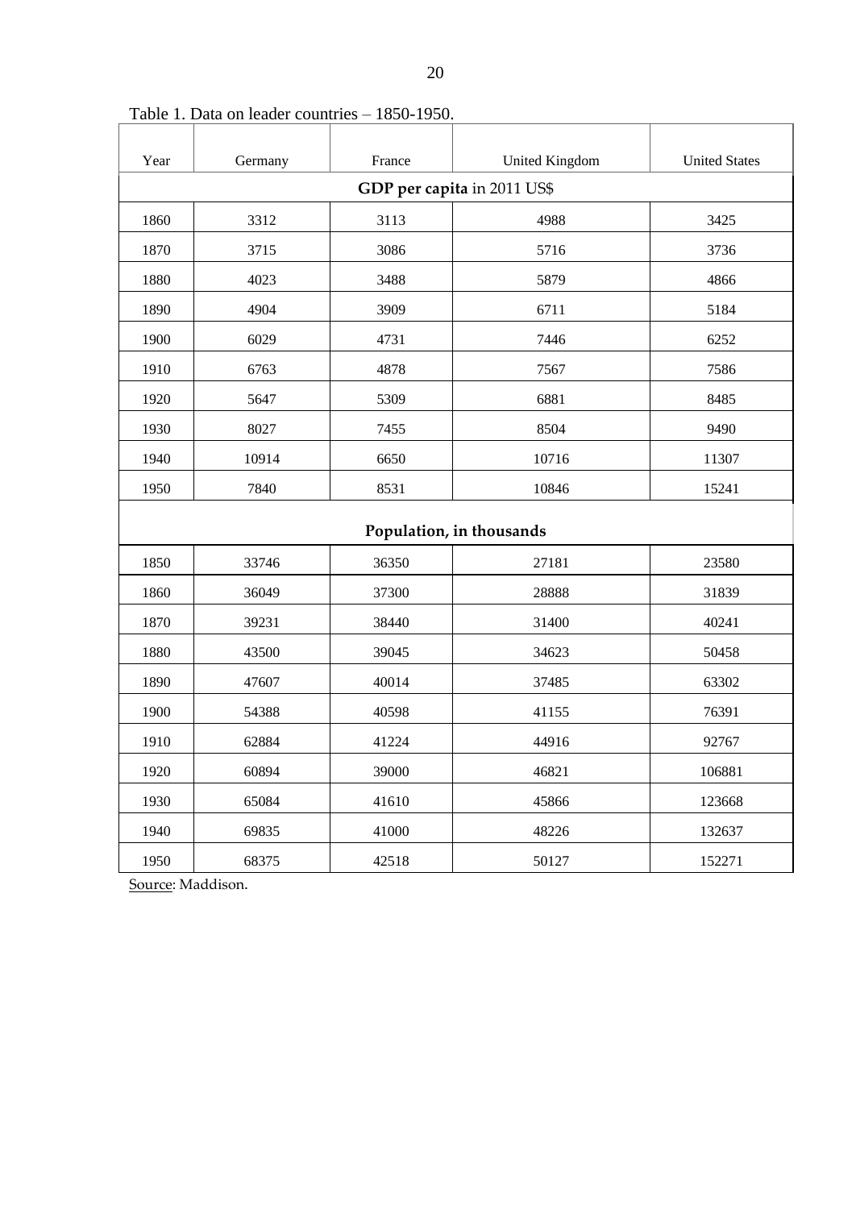Table 1. Data on leader countries – 1850-1950.

| Year | Germany | France | United Kingdom | United States |
|---|---|---|---|---|
| **GDP per capita** in 2011 US$ | | | | |
| 1860 | 3312 | 3113 | 4988 | 3425 |
| 1870 | 3715 | 3086 | 5716 | 3736 |
| 1880 | 4023 | 3488 | 5879 | 4866 |
| 1890 | 4904 | 3909 | 6711 | 5184 |
| 1900 | 6029 | 4731 | 7446 | 6252 |
| 1910 | 6763 | 4878 | 7567 | 7586 |
| 1920 | 5647 | 5309 | 6881 | 8485 |
| 1930 | 8027 | 7455 | 8504 | 9490 |
| 1940 | 10914 | 6650 | 10716 | 11307 |
| 1950 | 7840 | 8531 | 10846 | 15241 |
| **Population, in thousands** | | | | |
| 1850 | 33746 | 36350 | 27181 | 23580 |
| 1860 | 36049 | 37300 | 28888 | 31839 |
| 1870 | 39231 | 38440 | 31400 | 40241 |
| 1880 | 43500 | 39045 | 34623 | 50458 |
| 1890 | 47607 | 40014 | 37485 | 63302 |
| 1900 | 54388 | 40598 | 41155 | 76391 |
| 1910 | 62884 | 41224 | 44916 | 92767 |
| 1920 | 60894 | 39000 | 46821 | 106881 |
| 1930 | 65084 | 41610 | 45866 | 123668 |
| 1940 | 69835 | 41000 | 48226 | 132637 |
| 1950 | 68375 | 42518 | 50127 | 152271 |

Source: Maddison.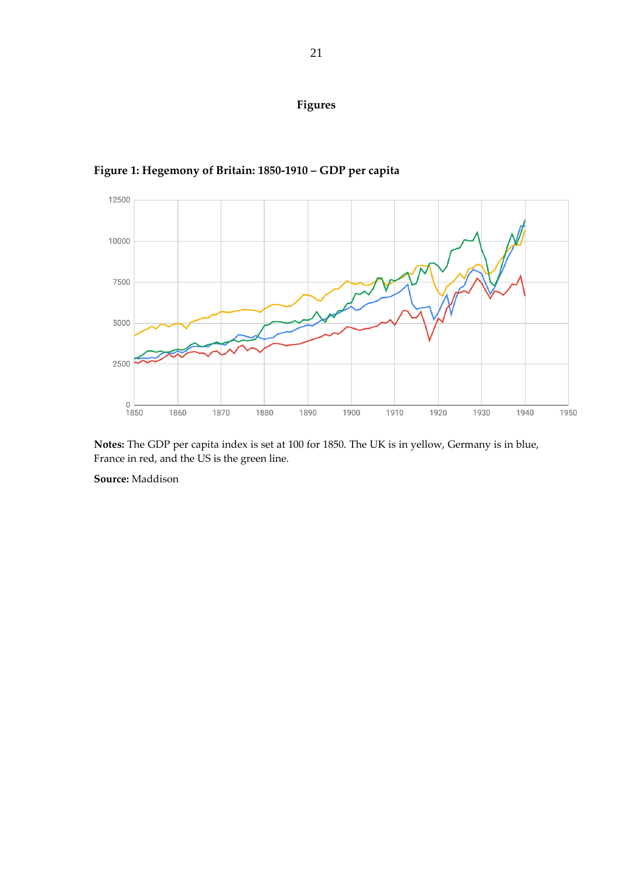## Figures

**Figure 1: Hegemony of Britain: 1850-1910 – GDP per capita**

**Notes:** The GDP per capita index is set at 100 for 1850. The UK is in yellow, Germany is in blue, France in red, and the US is the green line.

**Source:** Maddison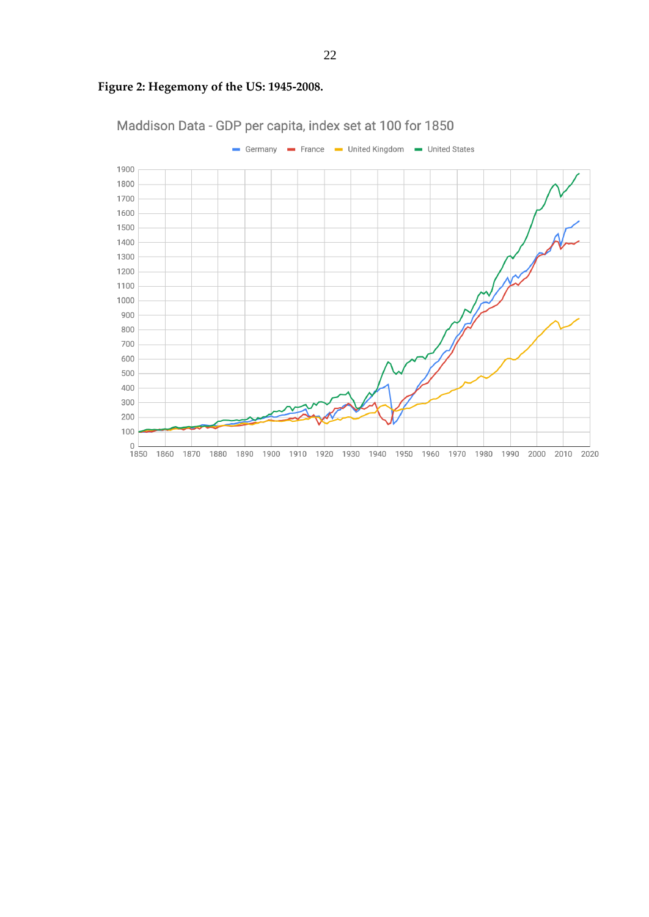**Figure 2: Hegemony of the US: 1945-2008.**

Maddison Data - GDP per capita, index set at 100 for 1850

Germany France United Kingdom United States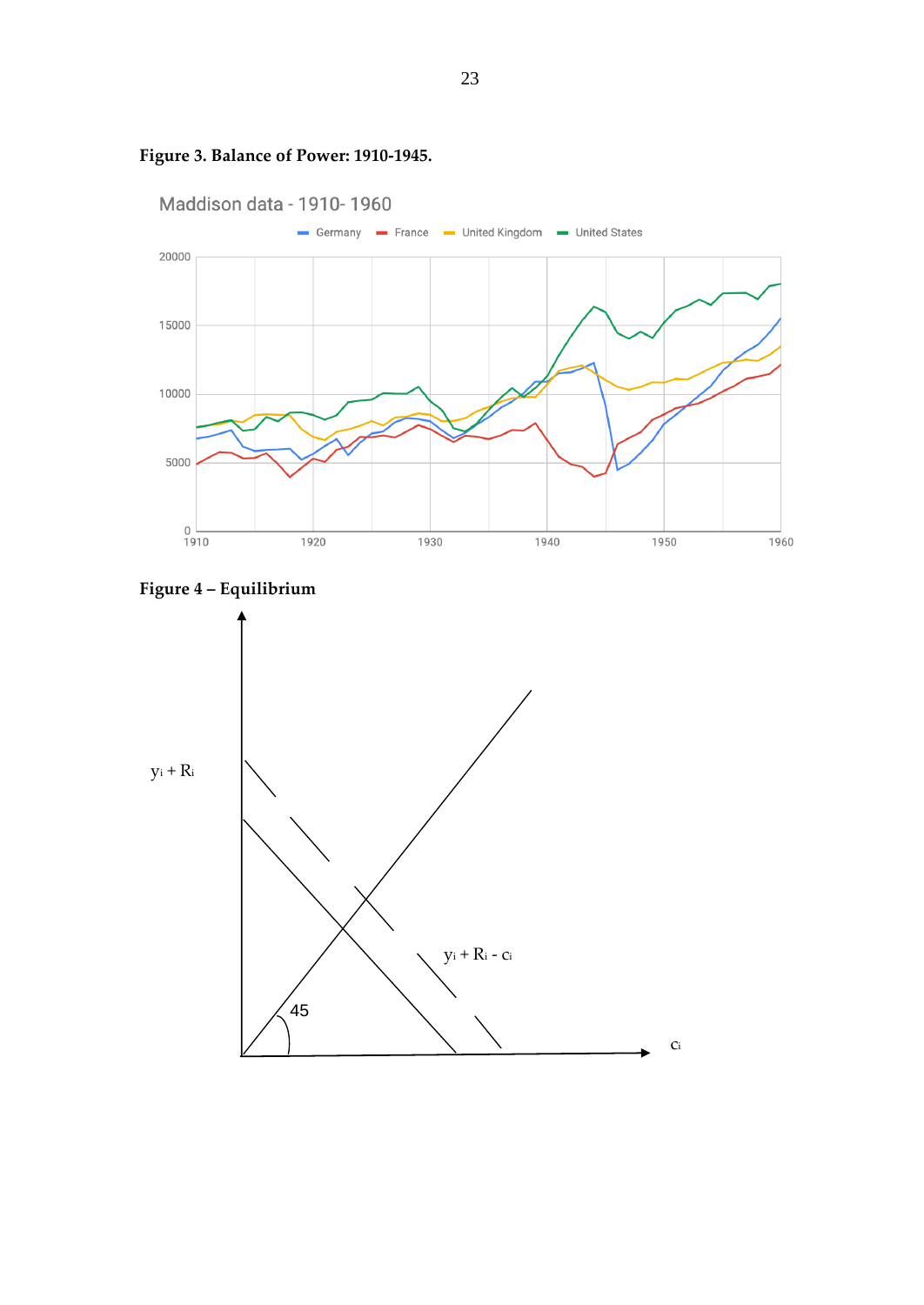**Figure 3. Balance of Power: 1910-1945.**

Maddison data - 1910- 1960

Germany France United Kingdom United States

20000
15000
10000
5000
0

1910 1920 1930 1940 1950 1960

**Figure 4 – Equilibrium**

$y_i + R_i$

$y_i + R_i - c_i$

45

$c_i$